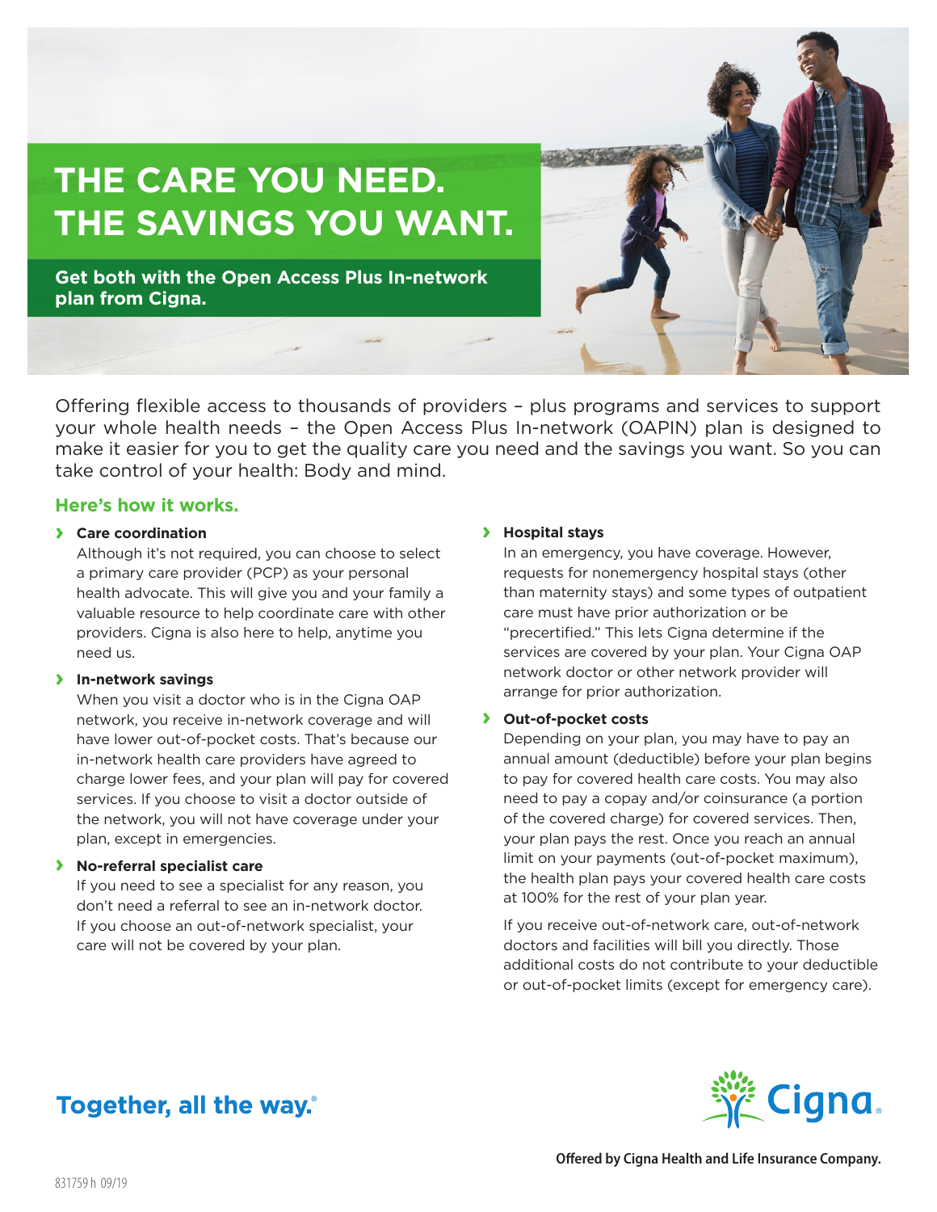# THE CARE YOU NEED. THE SAVINGS YOU WANT.

**Get both with the Open Access Plus In-network plan from Cigna.**

Offering flexible access to thousands of providers – plus programs and services to support your whole health needs – the Open Access Plus In-network (OAPIN) plan is designed to make it easier for you to get the quality care you need and the savings you want. So you can take control of your health: Body and mind.

## Here's how it works.

- **Care coordination**
  Although it's not required, you can choose to select a primary care provider (PCP) as your personal health advocate. This will give you and your family a valuable resource to help coordinate care with other providers. Cigna is also here to help, anytime you need us.

- **In-network savings**
  When you visit a doctor who is in the Cigna OAP network, you receive in-network coverage and will have lower out-of-pocket costs. That's because our in-network health care providers have agreed to charge lower fees, and your plan will pay for covered services. If you choose to visit a doctor outside of the network, you will not have coverage under your plan, except in emergencies.

- **No-referral specialist care**
  If you need to see a specialist for any reason, you don't need a referral to see an in-network doctor. If you choose an out-of-network specialist, your care will not be covered by your plan.

- **Hospital stays**
  In an emergency, you have coverage. However, requests for nonemergency hospital stays (other than maternity stays) and some types of outpatient care must have prior authorization or be "precertified." This lets Cigna determine if the services are covered by your plan. Your Cigna OAP network doctor or other network provider will arrange for prior authorization.

- **Out-of-pocket costs**
  Depending on your plan, you may have to pay an annual amount (deductible) before your plan begins to pay for covered health care costs. You may also need to pay a copay and/or coinsurance (a portion of the covered charge) for covered services. Then, your plan pays the rest. Once you reach an annual limit on your payments (out-of-pocket maximum), the health plan pays your covered health care costs at 100% for the rest of your plan year.

  If you receive out-of-network care, out-of-network doctors and facilities will bill you directly. Those additional costs do not contribute to your deductible or out-of-pocket limits (except for emergency care).

**Together, all the way.**®

Cigna

**Offered by Cigna Health and Life Insurance Company.**

831759 h 09/19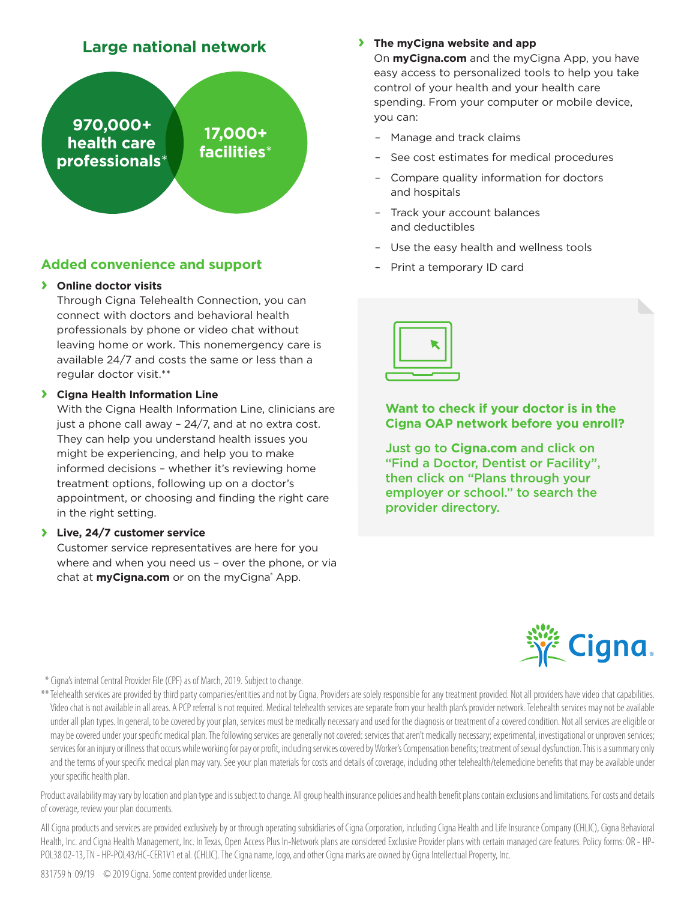## Large national network

**970,000+ health care professionals***

**17,000+ facilities***

## Added convenience and support

- **Online doctor visits**
  Through Cigna Telehealth Connection, you can connect with doctors and behavioral health professionals by phone or video chat without leaving home or work. This nonemergency care is available 24/7 and costs the same or less than a regular doctor visit.**

- **Cigna Health Information Line**
  With the Cigna Health Information Line, clinicians are just a phone call away – 24/7, and at no extra cost. They can help you understand health issues you might be experiencing, and help you to make informed decisions – whether it's reviewing home treatment options, following up on a doctor's appointment, or choosing and finding the right care in the right setting.

- **Live, 24/7 customer service**
  Customer service representatives are here for you where and when you need us – over the phone, or via chat at **myCigna.com** or on the myCigna® App.

- **The myCigna website and app**
  On **myCigna.com** and the myCigna App, you have easy access to personalized tools to help you take control of your health and your health care spending. From your computer or mobile device, you can:
  - Manage and track claims
  - See cost estimates for medical procedures
  - Compare quality information for doctors and hospitals
  - Track your account balances and deductibles
  - Use the easy health and wellness tools
  - Print a temporary ID card

**Want to check if your doctor is in the Cigna OAP network before you enroll?**

**Just go to Cigna.com and click on "Find a Doctor, Dentist or Facility", then click on "Plans through your employer or school." to search the provider directory.**

Cigna.

\* Cigna's internal Central Provider File (CPF) as of March, 2019. Subject to change.

** Telehealth services are provided by third party companies/entities and not by Cigna. Providers are solely responsible for any treatment provided. Not all providers have video chat capabilities. Video chat is not available in all areas. A PCP referral is not required. Medical telehealth services are separate from your health plan's provider network. Telehealth services may not be available under all plan types. In general, to be covered by your plan, services must be medically necessary and used for the diagnosis or treatment of a covered condition. Not all services are eligible or may be covered under your specific medical plan. The following services are generally not covered: services that aren't medically necessary; experimental, investigational or unproven services; services for an injury or illness that occurs while working for pay or profit, including services covered by Worker's Compensation benefits; treatment of sexual dysfunction. This is a summary only and the terms of your specific medical plan may vary. See your plan materials for costs and details of coverage, including other telehealth/telemedicine benefits that may be available under your specific health plan.

Product availability may vary by location and plan type and is subject to change. All group health insurance policies and health benefit plans contain exclusions and limitations. For costs and details of coverage, review your plan documents.

All Cigna products and services are provided exclusively by or through operating subsidiaries of Cigna Corporation, including Cigna Health and Life Insurance Company (CHLIC), Cigna Behavioral Health, Inc. and Cigna Health Management, Inc. In Texas, Open Access Plus In-Network plans are considered Exclusive Provider plans with certain managed care features. Policy forms: OR - HP-POL38 02-13, TN - HP-POL43/HC-CER1V1 et al. (CHLIC). The Cigna name, logo, and other Cigna marks are owned by Cigna Intellectual Property, Inc.

831759 h 09/19 © 2019 Cigna. Some content provided under license.